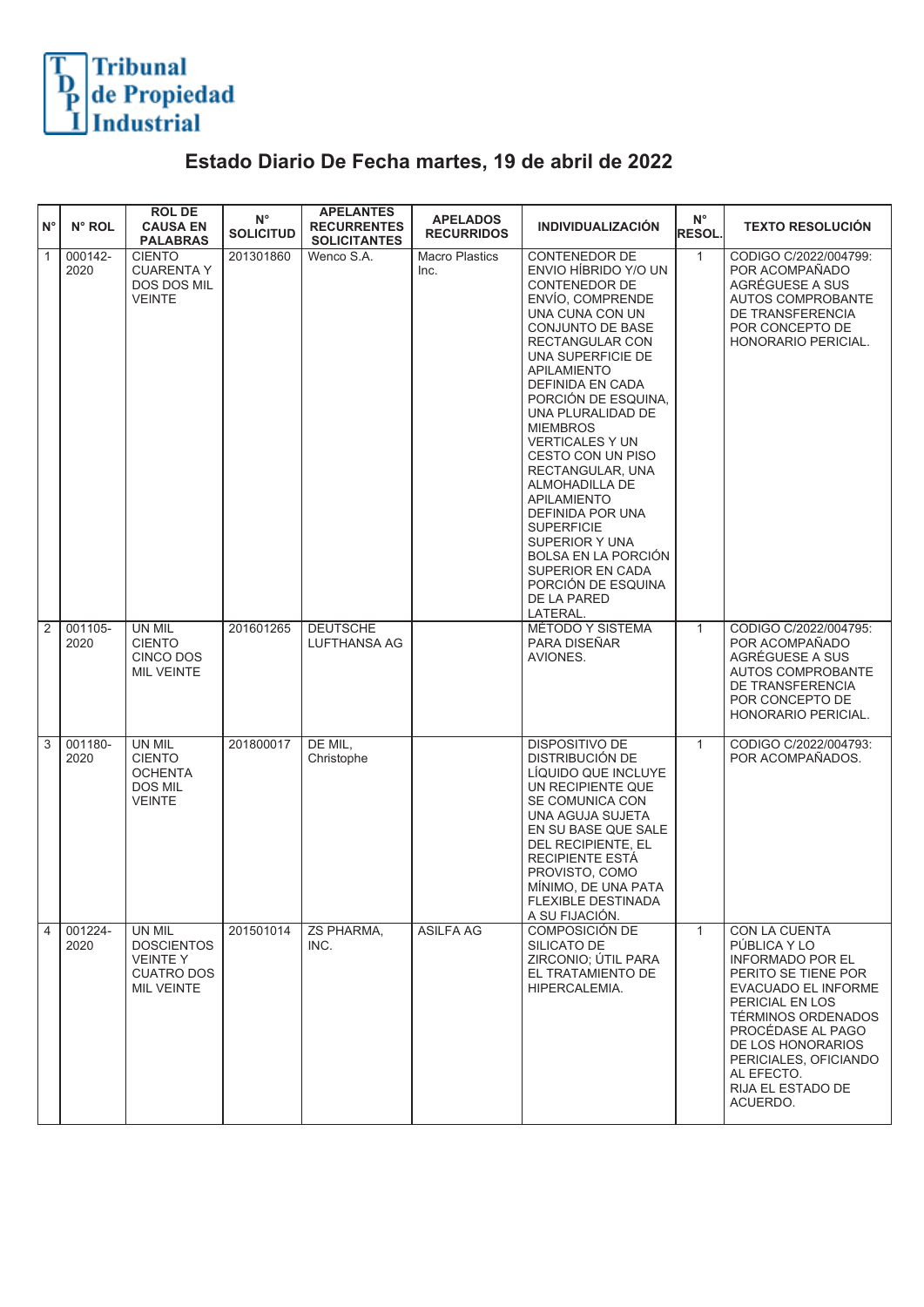Tribunal de Propiedad Industrial

# Estado Diario De Fecha martes, 19 de abril de 2022

| N° | N° ROL | ROL DE CAUSA EN PALABRAS | N° SOLICITUD | APELANTES RECURRENTES SOLICITANTES | APELADOS RECURRIDOS | INDIVIDUALIZACIÓN | N° RESOL. | TEXTO RESOLUCIÓN |
|---|---|---|---|---|---|---|---|---|
| 1 | 000142-2020 | CIENTO CUARENTA Y DOS DOS MIL VEINTE | 201301860 | Wenco S.A. | Macro Plastics Inc. | CONTENEDOR DE ENVIO HÍBRIDO Y/O UN CONTENEDOR DE ENVÍO, COMPRENDE UNA CUNA CON UN CONJUNTO DE BASE RECTANGULAR CON UNA SUPERFICIE DE APILAMIENTO DEFINIDA EN CADA PORCIÓN DE ESQUINA, UNA PLURALIDAD DE MIEMBROS VERTICALES Y UN CESTO CON UN PISO RECTANGULAR, UNA ALMOHADILLA DE APILAMIENTO DEFINIDA POR UNA SUPERFICIE SUPERIOR Y UNA BOLSA EN LA PORCIÓN SUPERIOR EN CADA PORCIÓN DE ESQUINA DE LA PARED LATERAL. | 1 | CODIGO C/2022/004799: POR ACOMPAÑADO AGRÉGUESE A SUS AUTOS COMPROBANTE DE TRANSFERENCIA POR CONCEPTO DE HONORARIO PERICIAL. |
| 2 | 001105-2020 | UN MIL CIENTO CINCO DOS MIL VEINTE | 201601265 | DEUTSCHE LUFTHANSA AG | | MÉTODO Y SISTEMA PARA DISEÑAR AVIONES. | 1 | CODIGO C/2022/004795: POR ACOMPAÑADO AGRÉGUESE A SUS AUTOS COMPROBANTE DE TRANSFERENCIA POR CONCEPTO DE HONORARIO PERICIAL. |
| 3 | 001180-2020 | UN MIL CIENTO OCHENTA DOS MIL VEINTE | 201800017 | DE MIL, Christophe | | DISPOSITIVO DE DISTRIBUCIÓN DE LÍQUIDO QUE INCLUYE UN RECIPIENTE QUE SE COMUNICA CON UNA AGUJA SUJETA EN SU BASE QUE SALE DEL RECIPIENTE, EL RECIPIENTE ESTÁ PROVISTO, COMO MÍNIMO, DE UNA PATA FLEXIBLE DESTINADA A SU FIJACIÓN. | 1 | CODIGO C/2022/004793: POR ACOMPAÑADOS. |
| 4 | 001224-2020 | UN MIL DOSCIENTOS VEINTE Y CUATRO DOS MIL VEINTE | 201501014 | ZS PHARMA, INC. | ASILFA AG | COMPOSICIÓN DE SILICATO DE ZIRCONIO; ÚTIL PARA EL TRATAMIENTO DE HIPERCALEMIA. | 1 | CON LA CUENTA PÚBLICA Y LO INFORMADO POR EL PERITO SE TIENE POR EVACUADO EL INFORME PERICIAL EN LOS TÉRMINOS ORDENADOS PROCÉDASE AL PAGO DE LOS HONORARIOS PERICIALES, OFICIANDO AL EFECTO. RIJA EL ESTADO DE ACUERDO. |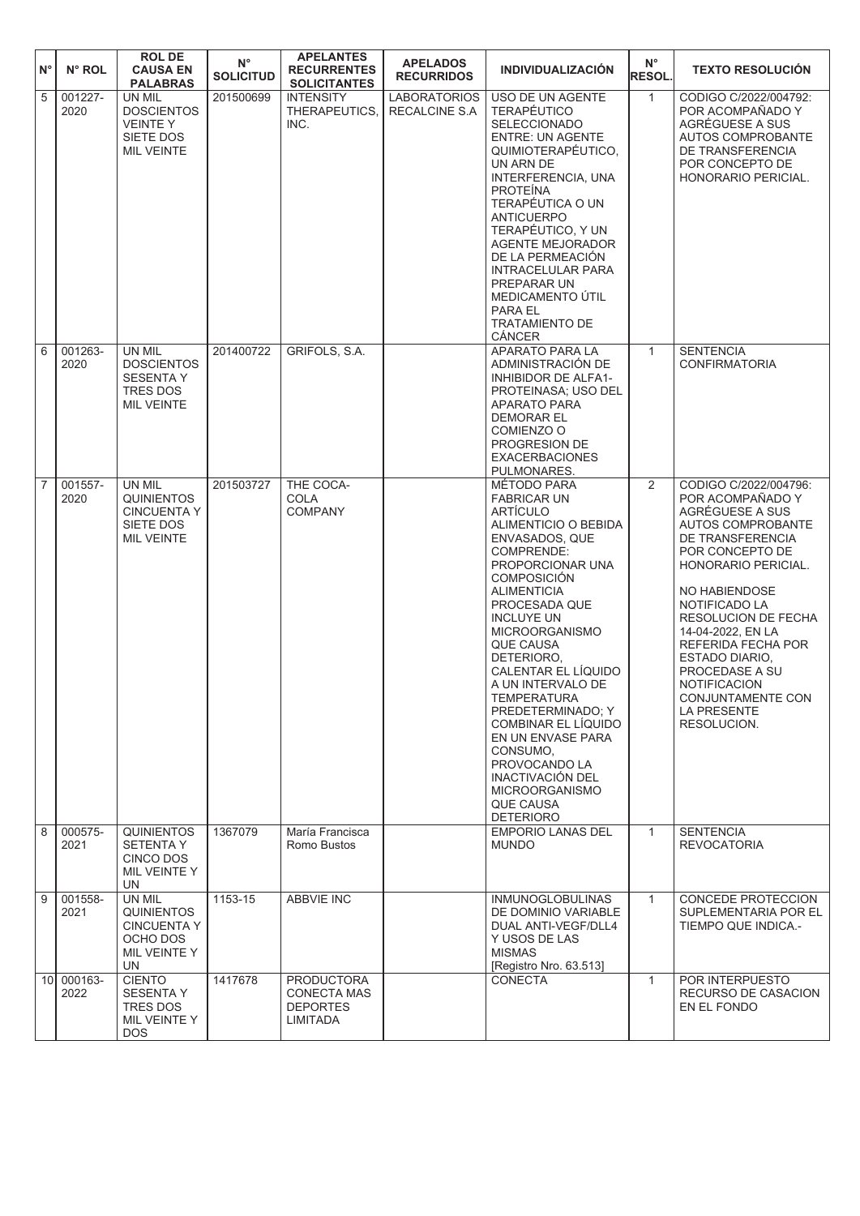| N° | N° ROL | ROL DE CAUSA EN PALABRAS | N° SOLICITUD | APELANTES RECURRENTES SOLICITANTES | APELADOS RECURRIDOS | INDIVIDUALIZACIÓN | N° RESOL. | TEXTO RESOLUCIÓN |
|---|---|---|---|---|---|---|---|---|
| 5 | 001227-2020 | UN MIL DOSCIENTOS VEINTE Y SIETE DOS MIL VEINTE | 201500699 | INTENSITY THERAPEUTICS, INC. | LABORATORIOS RECALCINE S.A | USO DE UN AGENTE TERAPÉUTICO SELECCIONADO ENTRE: UN AGENTE QUIMIOTERAPÉUTICO, UN ARN DE INTERFERENCIA, UNA PROTEÍNA TERAPÉUTICA O UN ANTICUERPO TERAPÉUTICO, Y UN AGENTE MEJORADOR DE LA PERMEACIÓN INTRACELULAR PARA PREPARAR UN MEDICAMENTO ÚTIL PARA EL TRATAMIENTO DE CÁNCER | 1 | CODIGO C/2022/004792: POR ACOMPAÑADO Y AGRÉGUESE A SUS AUTOS COMPROBANTE DE TRANSFERENCIA POR CONCEPTO DE HONORARIO PERICIAL. |
| 6 | 001263-2020 | UN MIL DOSCIENTOS SESENTA Y TRES DOS MIL VEINTE | 201400722 | GRIFOLS, S.A. | | APARATO PARA LA ADMINISTRACIÓN DE INHIBIDOR DE ALFA1-PROTEINASA; USO DEL APARATO PARA DEMORAR EL COMIENZO O PROGRESION DE EXACERBACIONES PULMONARES. | 1 | SENTENCIA CONFIRMATORIA |
| 7 | 001557-2020 | UN MIL QUINIENTOS CINCUENTA Y SIETE DOS MIL VEINTE | 201503727 | THE COCA-COLA COMPANY | | MÉTODO PARA FABRICAR UN ARTÍCULO ALIMENTICIO O BEBIDA ENVASADOS, QUE COMPRENDE: PROPORCIONAR UNA COMPOSICIÓN ALIMENTICIA PROCESADA QUE INCLUYE UN MICROORGANISMO QUE CAUSA DETERIORO, CALENTAR EL LÍQUIDO A UN INTERVALO DE TEMPERATURA PREDETERMINADO; Y COMBINAR EL LÍQUIDO EN UN ENVASE PARA CONSUMO, PROVOCANDO LA INACTIVACIÓN DEL MICROORGANISMO QUE CAUSA DETERIORO | 2 | CODIGO C/2022/004796: POR ACOMPAÑADO Y AGRÉGUESE A SUS AUTOS COMPROBANTE DE TRANSFERENCIA POR CONCEPTO DE HONORARIO PERICIAL.<br><br>NO HABIENDOSE NOTIFICADO LA RESOLUCION DE FECHA 14-04-2022, EN LA REFERIDA FECHA POR ESTADO DIARIO, PROCEDASE A SU NOTIFICACION CONJUNTAMENTE CON LA PRESENTE RESOLUCION. |
| 8 | 000575-2021 | QUINIENTOS SETENTA Y CINCO DOS MIL VEINTE Y UN | 1367079 | María Francisca Romo Bustos | | EMPORIO LANAS DEL MUNDO | 1 | SENTENCIA REVOCATORIA |
| 9 | 001558-2021 | UN MIL QUINIENTOS CINCUENTA Y OCHO DOS MIL VEINTE Y UN | 1153-15 | ABBVIE INC | | INMUNOGLOBULINAS DE DOMINIO VARIABLE DUAL ANTI-VEGF/DLL4 Y USOS DE LAS MISMAS [Registro Nro. 63.513] | 1 | CONCEDE PROTECCION SUPLEMENTARIA POR EL TIEMPO QUE INDICA.- |
| 10 | 000163-2022 | CIENTO SESENTA Y TRES DOS MIL VEINTE Y DOS | 1417678 | PRODUCTORA CONECTA MAS DEPORTES LIMITADA | | CONECTA | 1 | POR INTERPUESTO RECURSO DE CASACION EN EL FONDO |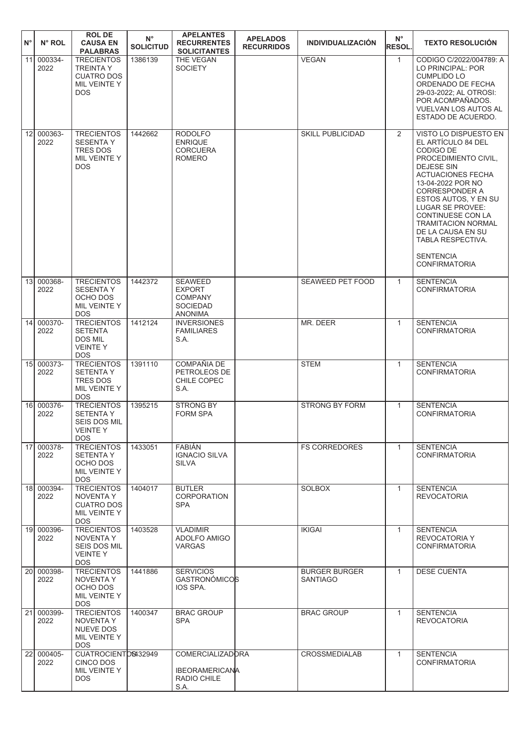| N° | N° ROL | ROL DE CAUSA EN PALABRAS | N° SOLICITUD | APELANTES RECURRENTES SOLICITANTES | APELADOS RECURRIDOS | INDIVIDUALIZACIÓN | N° RESOL. | TEXTO RESOLUCIÓN |
|---|---|---|---|---|---|---|---|---|
| 11 | 000334-2022 | TRECIENTOS TREINTA Y CUATRO DOS MIL VEINTE Y DOS | 1386139 | THE VEGAN SOCIETY | | VEGAN | 1 | CODIGO C/2022/004789: A LO PRINCIPAL: POR CUMPLIDO LO ORDENADO DE FECHA 29-03-2022; AL OTROSI: POR ACOMPAÑADOS. VUELVAN LOS AUTOS AL ESTADO DE ACUERDO. |
| 12 | 000363-2022 | TRECIENTOS SESENTA Y TRES DOS MIL VEINTE Y DOS | 1442662 | RODOLFO ENRIQUE CORCUERA ROMERO | | SKILL PUBLICIDAD | 2 | VISTO LO DISPUESTO EN EL ARTÍCULO 84 DEL CODIGO DE PROCEDIMIENTO CIVIL, DEJESE SIN ACTUACIONES FECHA 13-04-2022 POR NO CORRESPONDER A ESTOS AUTOS, Y EN SU LUGAR SE PROVEE: CONTINUESE CON LA TRAMITACION NORMAL DE LA CAUSA EN SU TABLA RESPECTIVA. SENTENCIA CONFIRMATORIA |
| 13 | 000368-2022 | TRECIENTOS SESENTA Y OCHO DOS MIL VEINTE Y DOS | 1442372 | SEAWEED EXPORT COMPANY SOCIEDAD ANONIMA | | SEAWEED PET FOOD | 1 | SENTENCIA CONFIRMATORIA |
| 14 | 000370-2022 | TRECIENTOS SETENTA DOS MIL VEINTE Y DOS | 1412124 | INVERSIONES FAMILIARES S.A. | | MR. DEER | 1 | SENTENCIA CONFIRMATORIA |
| 15 | 000373-2022 | TRECIENTOS SETENTA Y TRES DOS MIL VEINTE Y DOS | 1391110 | COMPAÑIA DE PETROLEOS DE CHILE COPEC S.A. | | STEM | 1 | SENTENCIA CONFIRMATORIA |
| 16 | 000376-2022 | TRECIENTOS SETENTA Y SEIS DOS MIL VEINTE Y DOS | 1395215 | STRONG BY FORM SPA | | STRONG BY FORM | 1 | SENTENCIA CONFIRMATORIA |
| 17 | 000378-2022 | TRECIENTOS SETENTA Y OCHO DOS MIL VEINTE Y DOS | 1433051 | FABIÁN IGNACIO SILVA SILVA | | FS CORREDORES | 1 | SENTENCIA CONFIRMATORIA |
| 18 | 000394-2022 | TRECIENTOS NOVENTA Y CUATRO DOS MIL VEINTE Y DOS | 1404017 | BUTLER CORPORATION SPA | | SOLBOX | 1 | SENTENCIA REVOCATORIA |
| 19 | 000396-2022 | TRECIENTOS NOVENTA Y SEIS DOS MIL VEINTE Y DOS | 1403528 | VLADIMIR ADOLFO AMIGO VARGAS | | IKIGAI | 1 | SENTENCIA REVOCATORIA Y CONFIRMATORIA |
| 20 | 000398-2022 | TRECIENTOS NOVENTA Y OCHO DOS MIL VEINTE Y DOS | 1441886 | SERVICIOS GASTRONÓMICOS IOS SPA. | | BURGER BURGER SANTIAGO | 1 | DESE CUENTA |
| 21 | 000399-2022 | TRECIENTOS NOVENTA Y NUEVE DOS MIL VEINTE Y DOS | 1400347 | BRAC GROUP SPA | | BRAC GROUP | 1 | SENTENCIA REVOCATORIA |
| 22 | 000405-2022 | CUATROCIENTOS CINCO DOS MIL VEINTE Y DOS | 1432949 | COMERCIALIZADORA IBEOROAMERICANA RADIO CHILE S.A. | | CROSSMEDIALAB | 1 | SENTENCIA CONFIRMATORIA |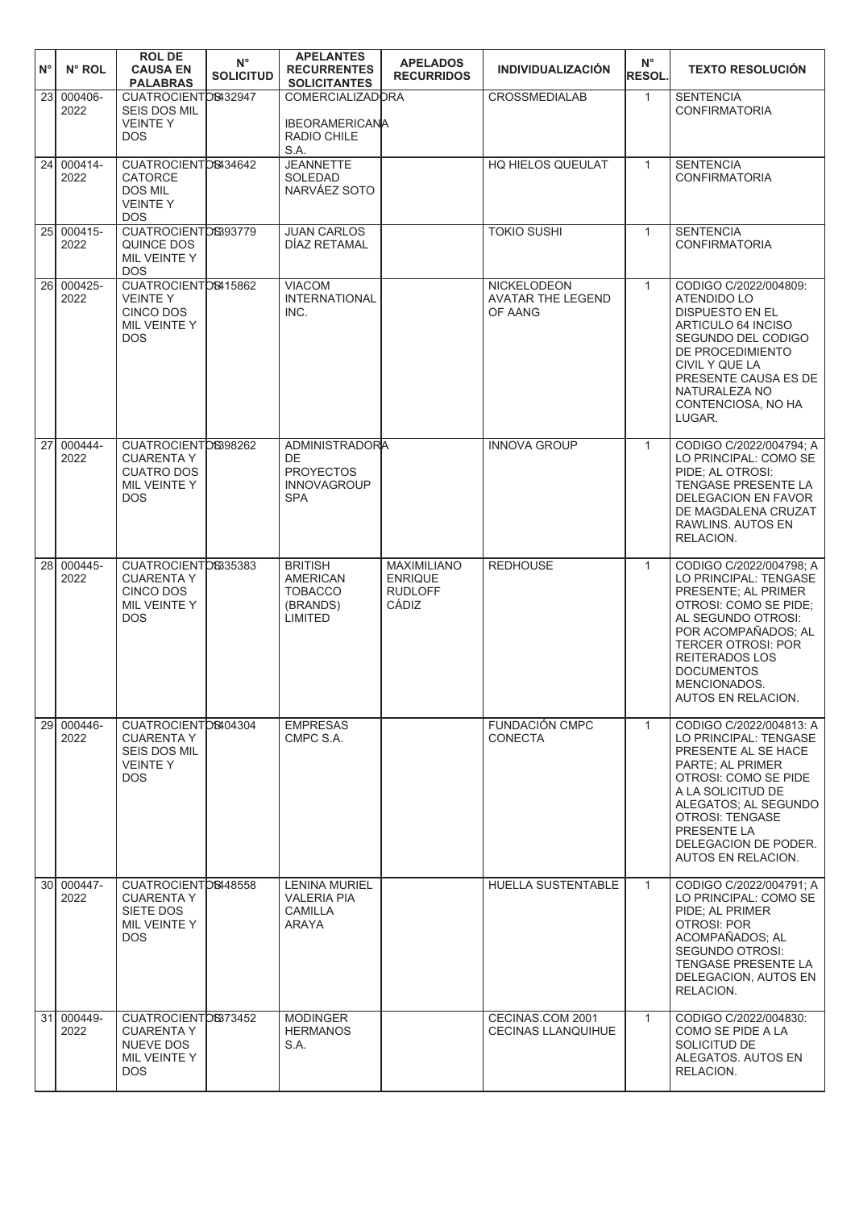| N° | N° ROL | ROL DE CAUSA EN PALABRAS | N° SOLICITUD | APELANTES RECURRENTES SOLICITANTES | APELADOS RECURRIDOS | INDIVIDUALIZACIÓN | N° RESOL. | TEXTO RESOLUCIÓN |
|---|---|---|---|---|---|---|---|---|
| 23 | 000406-2022 | CUATROCIENTOS SEIS DOS MIL VEINTE Y DOS | 1432947 | COMERCIALIZADORA IBEOROAMERICANA RADIO CHILE S.A. | | CROSSMEDIALAB | 1 | SENTENCIA CONFIRMATORIA |
| 24 | 000414-2022 | CUATROCIENTOS CATORCE DOS MIL VEINTE Y DOS | 1434642 | JEANNETTE SOLEDAD NARVÁEZ SOTO | | HQ HIELOS QUEULAT | 1 | SENTENCIA CONFIRMATORIA |
| 25 | 000415-2022 | CUATROCIENTOS QUINCE DOS MIL VEINTE Y DOS | 1393779 | JUAN CARLOS DÍAZ RETAMAL | | TOKIO SUSHI | 1 | SENTENCIA CONFIRMATORIA |
| 26 | 000425-2022 | CUATROCIENTOS VEINTE Y CINCO DOS MIL VEINTE Y DOS | 1415862 | VIACOM INTERNATIONAL INC. | | NICKELODEON AVATAR THE LEGEND OF AANG | 1 | CODIGO C/2022/004809: ATENDIDO LO DISPUESTO EN EL ARTICULO 64 INCISO SEGUNDO DEL CODIGO DE PROCEDIMIENTO CIVIL Y QUE LA PRESENTE CAUSA ES DE NATURALEZA NO CONTENCIOSA, NO HA LUGAR. |
| 27 | 000444-2022 | CUATROCIENTOS CUARENTA Y CUATRO DOS MIL VEINTE Y DOS | 1398262 | ADMINISTRADORA DE PROYECTOS INNOVAGROUP SPA | | INNOVA GROUP | 1 | CODIGO C/2022/004794; A LO PRINCIPAL: COMO SE PIDE; AL OTROSI: TENGASE PRESENTE LA DELEGACION EN FAVOR DE MAGDALENA CRUZAT RAWLINS. AUTOS EN RELACION. |
| 28 | 000445-2022 | CUATROCIENTOS CUARENTA Y CINCO DOS MIL VEINTE Y DOS | 1335383 | BRITISH AMERICAN TOBACCO (BRANDS) LIMITED | MAXIMILIANO ENRIQUE RUDLOFF CÁDIZ | REDHOUSE | 1 | CODIGO C/2022/004798; A LO PRINCIPAL: TENGASE PRESENTE; AL PRIMER OTROSI: COMO SE PIDE; AL SEGUNDO OTROSI: POR ACOMPAÑADOS; AL TERCER OTROSI: POR REITERADOS LOS DOCUMENTOS MENCIONADOS. AUTOS EN RELACION. |
| 29 | 000446-2022 | CUATROCIENTOS CUARENTA Y SEIS DOS MIL VEINTE Y DOS | 1404304 | EMPRESAS CMPC S.A. | | FUNDACIÓN CMPC CONECTA | 1 | CODIGO C/2022/004813: A LO PRINCIPAL: TENGASE PRESENTE AL SE HACE PARTE; AL PRIMER OTROSI: COMO SE PIDE A LA SOLICITUD DE ALEGATOS; AL SEGUNDO OTROSI: TENGASE PRESENTE LA DELEGACION DE PODER. AUTOS EN RELACION. |
| 30 | 000447-2022 | CUATROCIENTOS CUARENTA Y SIETE DOS MIL VEINTE Y DOS | 1448558 | LENINA MURIEL VALERIA PIA CAMILLA ARAYA | | HUELLA SUSTENTABLE | 1 | CODIGO C/2022/004791; A LO PRINCIPAL: COMO SE PIDE; AL PRIMER OTROSI: POR ACOMPAÑADOS; AL SEGUNDO OTROSI: TENGASE PRESENTE LA DELEGACION, AUTOS EN RELACION. |
| 31 | 000449-2022 | CUATROCIENTOS CUARENTA Y NUEVE DOS MIL VEINTE Y DOS | 1373452 | MODINGER HERMANOS S.A. | | CECINAS.COM 2001 CECINAS LLANQUIHUE | 1 | CODIGO C/2022/004830: COMO SE PIDE A LA SOLICITUD DE ALEGATOS. AUTOS EN RELACION. |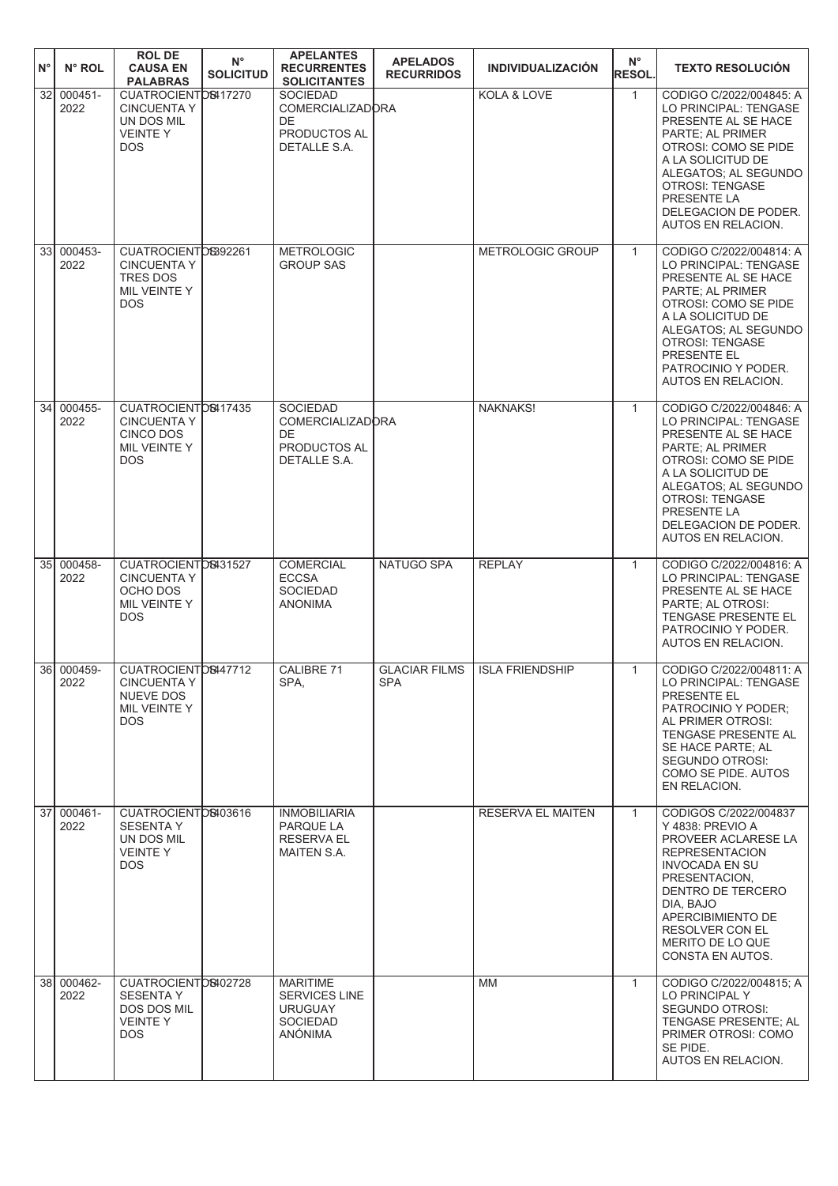| N° | N° ROL | ROL DE CAUSA EN PALABRAS | N° SOLICITUD | APELANTES RECURRENTES SOLICITANTES | APELADOS RECURRIDOS | INDIVIDUALIZACIÓN | N° RESOL. | TEXTO RESOLUCIÓN |
|---|---|---|---|---|---|---|---|---|
| 32 | 000451-2022 | CUATROCIENTOS CINCUENTA Y UN DOS MIL VEINTE Y DOS | 1417270 | SOCIEDAD COMERCIALIZADORA DE PRODUCTOS AL DETALLE S.A. | | KOLA & LOVE | 1 | CODIGO C/2022/004845: A LO PRINCIPAL: TENGASE PRESENTE AL SE HACE PARTE; AL PRIMER OTROSI: COMO SE PIDE A LA SOLICITUD DE ALEGATOS; AL SEGUNDO OTROSI: TENGASE PRESENTE LA DELEGACION DE PODER. AUTOS EN RELACION. |
| 33 | 000453-2022 | CUATROCIENTOS CINCUENTA Y TRES DOS MIL VEINTE Y DOS | 1392261 | METROLOGIC GROUP SAS | | METROLOGIC GROUP | 1 | CODIGO C/2022/004814: A LO PRINCIPAL: TENGASE PRESENTE AL SE HACE PARTE; AL PRIMER OTROSI: COMO SE PIDE A LA SOLICITUD DE ALEGATOS; AL SEGUNDO OTROSI: TENGASE PRESENTE EL PATROCINIO Y PODER. AUTOS EN RELACION. |
| 34 | 000455-2022 | CUATROCIENTOS CINCUENTA Y CINCO DOS MIL VEINTE Y DOS | 1417435 | SOCIEDAD COMERCIALIZADORA DE PRODUCTOS AL DETALLE S.A. | | NAKNAKS! | 1 | CODIGO C/2022/004846: A LO PRINCIPAL: TENGASE PRESENTE AL SE HACE PARTE; AL PRIMER OTROSI: COMO SE PIDE A LA SOLICITUD DE ALEGATOS; AL SEGUNDO OTROSI: TENGASE PRESENTE LA DELEGACION DE PODER. AUTOS EN RELACION. |
| 35 | 000458-2022 | CUATROCIENTOS CINCUENTA Y OCHO DOS MIL VEINTE Y DOS | 1431527 | COMERCIAL ECCSA SOCIEDAD ANONIMA | NATUGO SPA | REPLAY | 1 | CODIGO C/2022/004816: A LO PRINCIPAL: TENGASE PRESENTE AL SE HACE PARTE; AL OTROSI: TENGASE PRESENTE EL PATROCINIO Y PODER. AUTOS EN RELACION. |
| 36 | 000459-2022 | CUATROCIENTOS CINCUENTA Y NUEVE DOS MIL VEINTE Y DOS | 1447712 | CALIBRE 71 SPA, | GLACIAR FILMS SPA | ISLA FRIENDSHIP | 1 | CODIGO C/2022/004811: A LO PRINCIPAL: TENGASE PRESENTE EL PATROCINIO Y PODER; AL PRIMER OTROSI: TENGASE PRESENTE AL SE HACE PARTE; AL SEGUNDO OTROSI: COMO SE PIDE. AUTOS EN RELACION. |
| 37 | 000461-2022 | CUATROCIENTOS SESENTA Y UN DOS MIL VEINTE Y DOS | 1403616 | INMOBILIARIA PARQUE LA RESERVA EL MAITEN S.A. | | RESERVA EL MAITEN | 1 | CODIGOS C/2022/004837 Y 4838: PREVIO A PROVEER ACLARESE LA REPRESENTACION INVOCADA EN SU PRESENTACION, DENTRO DE TERCERO DIA, BAJO APERCIBIMIENTO DE RESOLVER CON EL MERITO DE LO QUE CONSTA EN AUTOS. |
| 38 | 000462-2022 | CUATROCIENTOS SESENTA Y DOS DOS MIL VEINTE Y DOS | 1402728 | MARITIME SERVICES LINE URUGUAY SOCIEDAD ANÓNIMA | | MM | 1 | CODIGO C/2022/004815; A LO PRINCIPAL Y SEGUNDO OTROSI: TENGASE PRESENTE; AL PRIMER OTROSI: COMO SE PIDE. AUTOS EN RELACION. |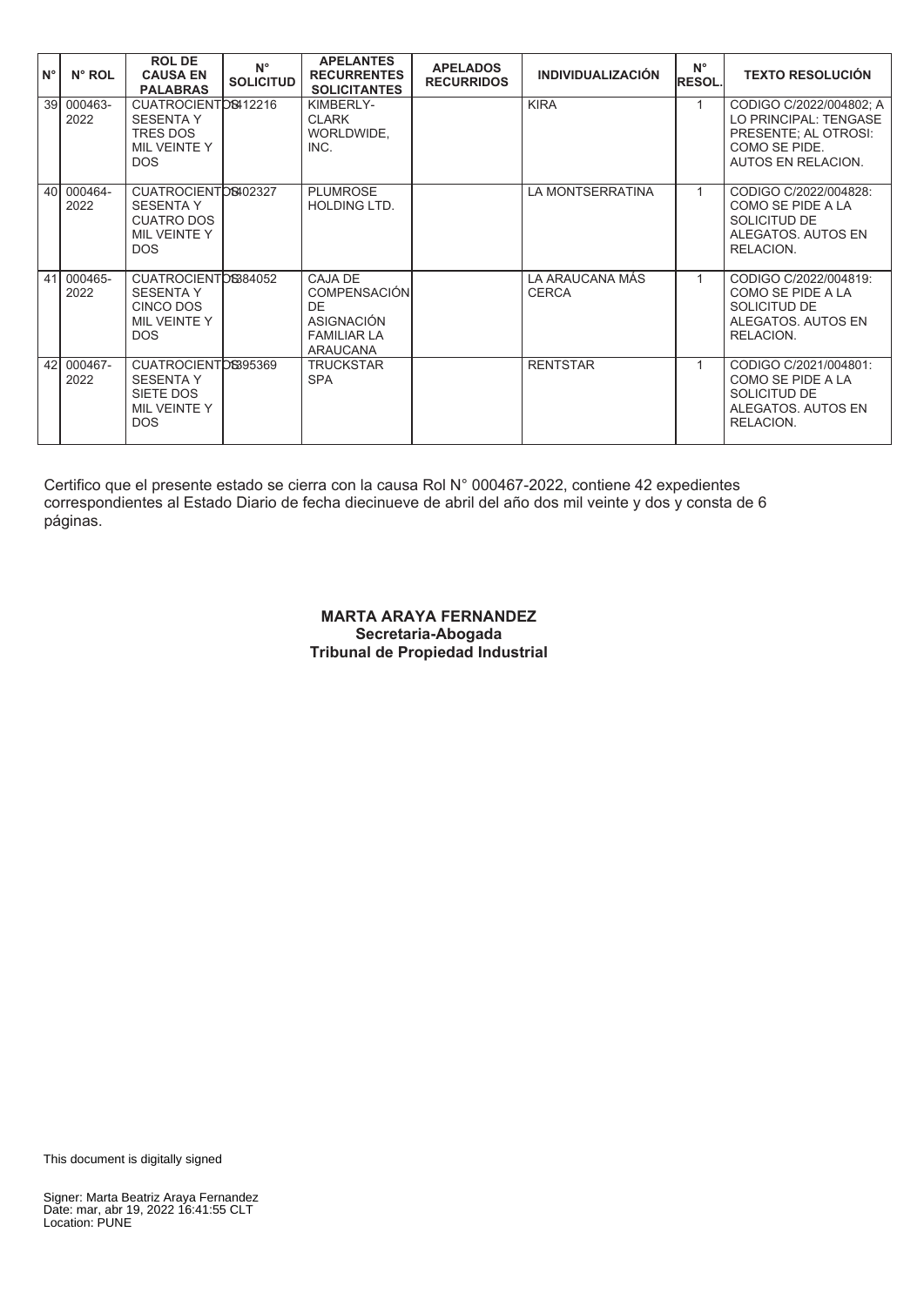| N° | N° ROL | ROL DE CAUSA EN PALABRAS | N° SOLICITUD | APELANTES RECURRENTES SOLICITANTES | APELADOS RECURRIDOS | INDIVIDUALIZACIÓN | N° RESOL. | TEXTO RESOLUCIÓN |
|---|---|---|---|---|---|---|---|---|
| 39 | 000463-2022 | CUATROCIENTOS SESENTA Y TRES DOS MIL VEINTE Y DOS | 1412216 | KIMBERLY-CLARK WORLDWIDE, INC. | | KIRA | 1 | CODIGO C/2022/004802; A LO PRINCIPAL: TENGASE PRESENTE; AL OTROSI: COMO SE PIDE. AUTOS EN RELACION. |
| 40 | 000464-2022 | CUATROCIENTOS SESENTA Y CUATRO DOS MIL VEINTE Y DOS | 1402327 | PLUMROSE HOLDING LTD. | | LA MONTSERRATINA | 1 | CODIGO C/2022/004828: COMO SE PIDE A LA SOLICITUD DE ALEGATOS. AUTOS EN RELACION. |
| 41 | 000465-2022 | CUATROCIENTOS SESENTA Y CINCO DOS MIL VEINTE Y DOS | 1384052 | CAJA DE COMPENSACIÓN DE ASIGNACIÓN FAMILIAR LA ARAUCANA | | LA ARAUCANA MÁS CERCA | 1 | CODIGO C/2022/004819: COMO SE PIDE A LA SOLICITUD DE ALEGATOS. AUTOS EN RELACION. |
| 42 | 000467-2022 | CUATROCIENTOS SESENTA Y SIETE DOS MIL VEINTE Y DOS | 1395369 | TRUCKSTAR SPA | | RENTSTAR | 1 | CODIGO C/2021/004801: COMO SE PIDE A LA SOLICITUD DE ALEGATOS. AUTOS EN RELACION. |

Certifico que el presente estado se cierra con la causa Rol N° 000467-2022, contiene 42 expedientes correspondientes al Estado Diario de fecha diecinueve de abril del año dos mil veinte y dos y consta de 6 páginas.

**MARTA ARAYA FERNANDEZ**
**Secretaria-Abogada**
**Tribunal de Propiedad Industrial**

This document is digitally signed

Signer: Marta Beatriz Araya Fernandez
Date: mar, abr 19, 2022 16:41:55 CLT
Location: PUNE